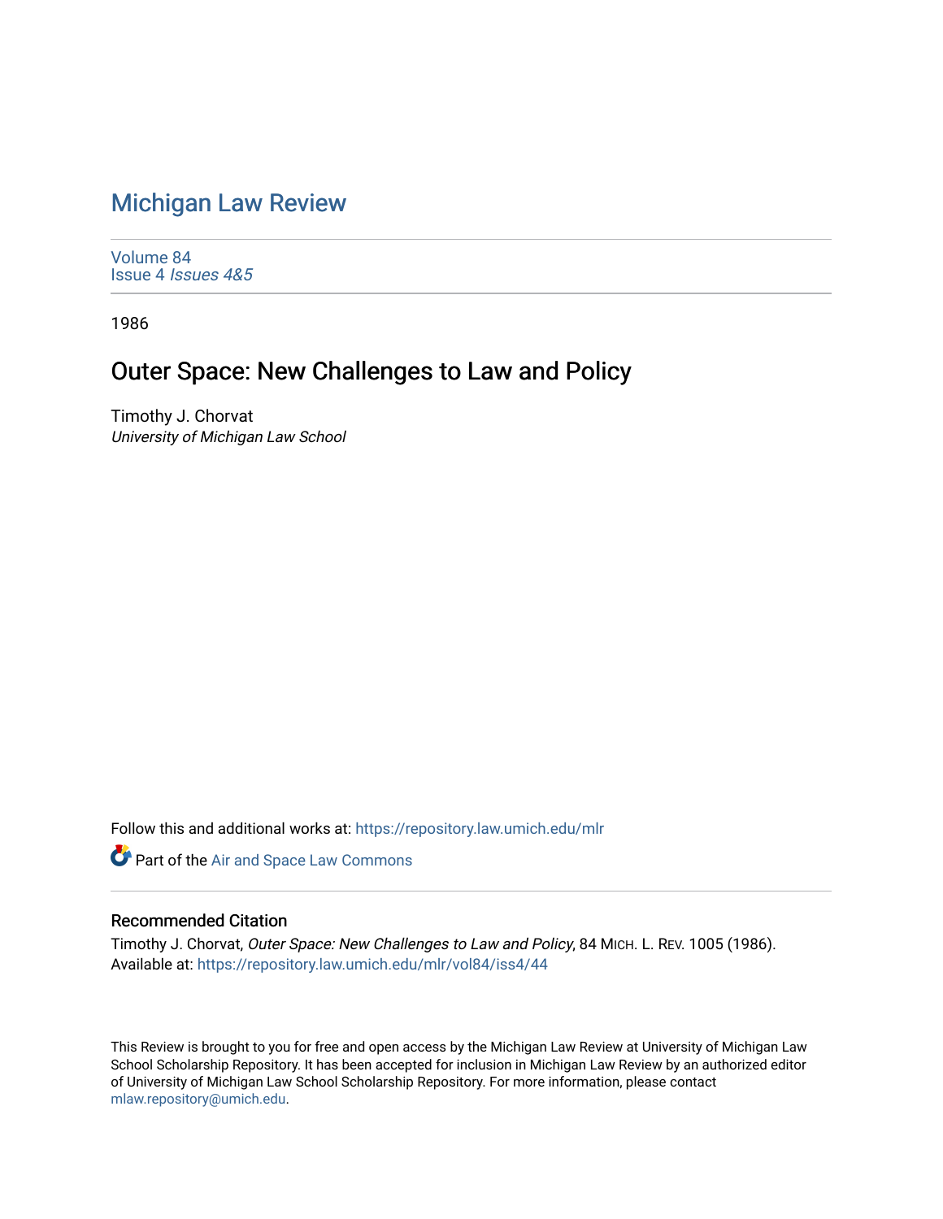# Michigan Law Review

Volume 84
Issue 4 *Issues 4&5*

1986

## Outer Space: New Challenges to Law and Policy

Timothy J. Chorvat
*University of Michigan Law School*

Follow this and additional works at: https://repository.law.umich.edu/mlr

Part of the Air and Space Law Commons

### Recommended Citation

Timothy J. Chorvat, *Outer Space: New Challenges to Law and Policy*, 84 MICH. L. REV. 1005 (1986).
Available at: https://repository.law.umich.edu/mlr/vol84/iss4/44

This Review is brought to you for free and open access by the Michigan Law Review at University of Michigan Law School Scholarship Repository. It has been accepted for inclusion in Michigan Law Review by an authorized editor of University of Michigan Law School Scholarship Repository. For more information, please contact mlaw.repository@umich.edu.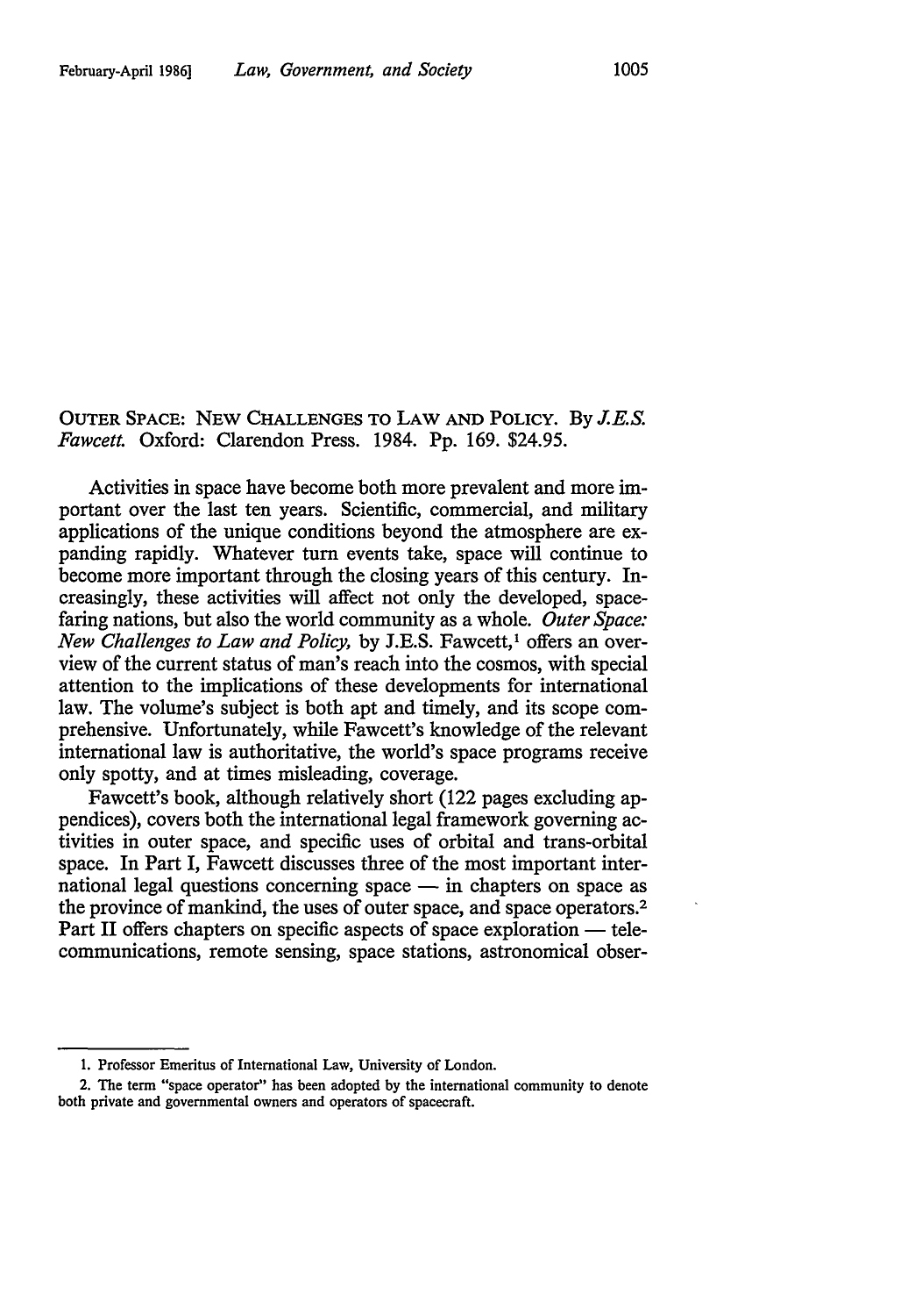OUTER SPACE: NEW CHALLENGES TO LAW AND POLICY. By *J.E.S. Fawcett.* Oxford: Clarendon Press. 1984. Pp. 169. $24.95.

Activities in space have become both more prevalent and more important over the last ten years. Scientific, commercial, and military applications of the unique conditions beyond the atmosphere are expanding rapidly. Whatever turn events take, space will continue to become more important through the closing years of this century. Increasingly, these activities will affect not only the developed, space-faring nations, but also the world community as a whole. *Outer Space: New Challenges to Law and Policy,* by J.E.S. Fawcett,[1] offers an overview of the current status of man's reach into the cosmos, with special attention to the implications of these developments for international law. The volume's subject is both apt and timely, and its scope comprehensive. Unfortunately, while Fawcett's knowledge of the relevant international law is authoritative, the world's space programs receive only spotty, and at times misleading, coverage.

Fawcett's book, although relatively short (122 pages excluding appendices), covers both the international legal framework governing activities in outer space, and specific uses of orbital and trans-orbital space. In Part I, Fawcett discusses three of the most important international legal questions concerning space — in chapters on space as the province of mankind, the uses of outer space, and space operators.[2] Part II offers chapters on specific aspects of space exploration — telecommunications, remote sensing, space stations, astronomical obser-

1. Professor Emeritus of International Law, University of London.

2. The term "space operator" has been adopted by the international community to denote both private and governmental owners and operators of spacecraft.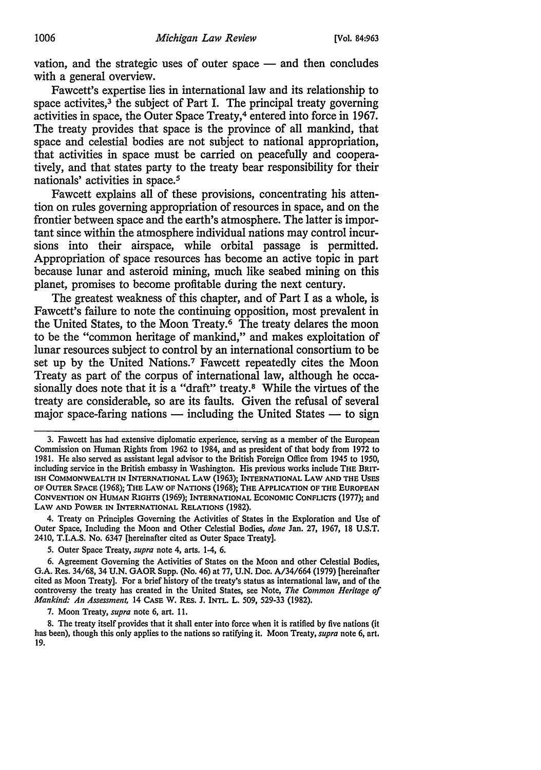vation, and the strategic uses of outer space — and then concludes with a general overview.

Fawcett's expertise lies in international law and its relationship to space activites,[3] the subject of Part I. The principal treaty governing activities in space, the Outer Space Treaty,[4] entered into force in 1967. The treaty provides that space is the province of all mankind, that space and celestial bodies are not subject to national appropriation, that activities in space must be carried on peacefully and cooperatively, and that states party to the treaty bear responsibility for their nationals' activities in space.[5]

Fawcett explains all of these provisions, concentrating his attention on rules governing appropriation of resources in space, and on the frontier between space and the earth's atmosphere. The latter is important since within the atmosphere individual nations may control incursions into their airspace, while orbital passage is permitted. Appropriation of space resources has become an active topic in part because lunar and asteroid mining, much like seabed mining on this planet, promises to become profitable during the next century.

The greatest weakness of this chapter, and of Part I as a whole, is Fawcett's failure to note the continuing opposition, most prevalent in the United States, to the Moon Treaty.[6] The treaty delares the moon to be the "common heritage of mankind," and makes exploitation of lunar resources subject to control by an international consortium to be set up by the United Nations.[7] Fawcett repeatedly cites the Moon Treaty as part of the corpus of international law, although he occasionally does note that it is a "draft" treaty.[8] While the virtues of the treaty are considerable, so are its faults. Given the refusal of several major space-faring nations — including the United States — to sign

---

3. Fawcett has had extensive diplomatic experience, serving as a member of the European Commission on Human Rights from 1962 to 1984, and as president of that body from 1972 to 1981. He also served as assistant legal advisor to the British Foreign Office from 1945 to 1950, including service in the British embassy in Washington. His previous works include THE BRITISH COMMONWEALTH IN INTERNATIONAL LAW (1963); INTERNATIONAL LAW AND THE USES OF OUTER SPACE (1968); THE LAW OF NATIONS (1968); THE APPLICATION OF THE EUROPEAN CONVENTION ON HUMAN RIGHTS (1969); INTERNATIONAL ECONOMIC CONFLICTS (1977); and LAW AND POWER IN INTERNATIONAL RELATIONS (1982).

4. Treaty on Principles Governing the Activities of States in the Exploration and Use of Outer Space, Including the Moon and Other Celestial Bodies, *done* Jan. 27, 1967, 18 U.S.T. 2410, T.I.A.S. No. 6347 [hereinafter cited as Outer Space Treaty].

5. Outer Space Treaty, *supra* note 4, arts. 1-4, 6.

6. Agreement Governing the Activities of States on the Moon and other Celestial Bodies, G.A. Res. 34/68, 34 U.N. GAOR Supp. (No. 46) at 77, U.N. Doc. A/34/664 (1979) [hereinafter cited as Moon Treaty]. For a brief history of the treaty's status as international law, and of the controversy the treaty has created in the United States, see Note, *The Common Heritage of Mankind: An Assessment,* 14 CASE W. RES. J. INTL. L. 509, 529-33 (1982).

7. Moon Treaty, *supra* note 6, art. 11.

8. The treaty itself provides that it shall enter into force when it is ratified by five nations (it has been), though this only applies to the nations so ratifying it. Moon Treaty, *supra* note 6, art. 19.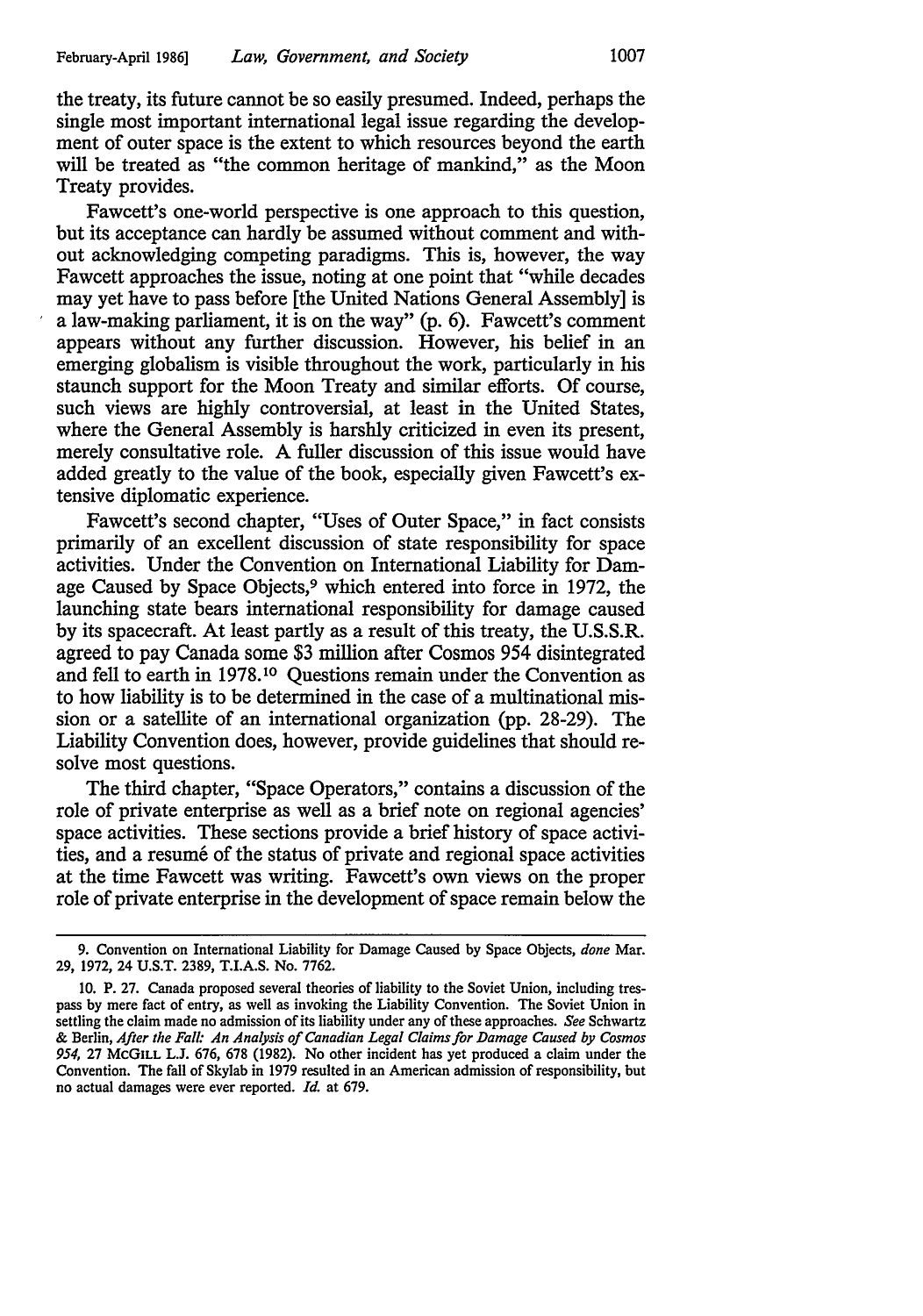the treaty, its future cannot be so easily presumed. Indeed, perhaps the single most important international legal issue regarding the development of outer space is the extent to which resources beyond the earth will be treated as "the common heritage of mankind," as the Moon Treaty provides.

Fawcett's one-world perspective is one approach to this question, but its acceptance can hardly be assumed without comment and without acknowledging competing paradigms. This is, however, the way Fawcett approaches the issue, noting at one point that "while decades may yet have to pass before [the United Nations General Assembly] is a law-making parliament, it is on the way" (p. 6). Fawcett's comment appears without any further discussion. However, his belief in an emerging globalism is visible throughout the work, particularly in his staunch support for the Moon Treaty and similar efforts. Of course, such views are highly controversial, at least in the United States, where the General Assembly is harshly criticized in even its present, merely consultative role. A fuller discussion of this issue would have added greatly to the value of the book, especially given Fawcett's extensive diplomatic experience.

Fawcett's second chapter, "Uses of Outer Space," in fact consists primarily of an excellent discussion of state responsibility for space activities. Under the Convention on International Liability for Damage Caused by Space Objects,[9] which entered into force in 1972, the launching state bears international responsibility for damage caused by its spacecraft. At least partly as a result of this treaty, the U.S.S.R. agreed to pay Canada some $3 million after Cosmos 954 disintegrated and fell to earth in 1978.[10] Questions remain under the Convention as to how liability is to be determined in the case of a multinational mission or a satellite of an international organization (pp. 28-29). The Liability Convention does, however, provide guidelines that should resolve most questions.

The third chapter, "Space Operators," contains a discussion of the role of private enterprise as well as a brief note on regional agencies' space activities. These sections provide a brief history of space activities, and a resumé of the status of private and regional space activities at the time Fawcett was writing. Fawcett's own views on the proper role of private enterprise in the development of space remain below the

---

9. Convention on International Liability for Damage Caused by Space Objects, *done* Mar. 29, 1972, 24 U.S.T. 2389, T.I.A.S. No. 7762.

10. P. 27. Canada proposed several theories of liability to the Soviet Union, including trespass by mere fact of entry, as well as invoking the Liability Convention. The Soviet Union in settling the claim made no admission of its liability under any of these approaches. *See* Schwartz & Berlin, *After the Fall: An Analysis of Canadian Legal Claims for Damage Caused by Cosmos 954*, 27 McGill L.J. 676, 678 (1982). No other incident has yet produced a claim under the Convention. The fall of Skylab in 1979 resulted in an American admission of responsibility, but no actual damages were ever reported. *Id.* at 679.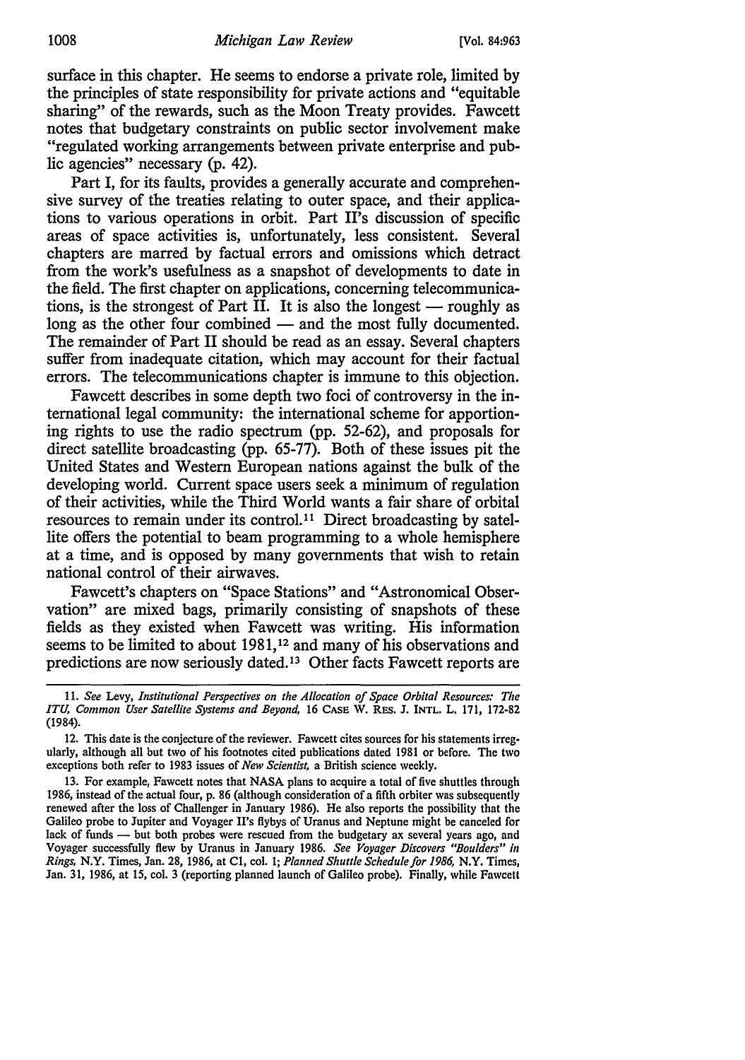surface in this chapter. He seems to endorse a private role, limited by the principles of state responsibility for private actions and "equitable sharing" of the rewards, such as the Moon Treaty provides. Fawcett notes that budgetary constraints on public sector involvement make "regulated working arrangements between private enterprise and public agencies" necessary (p. 42).

Part I, for its faults, provides a generally accurate and comprehensive survey of the treaties relating to outer space, and their applications to various operations in orbit. Part II's discussion of specific areas of space activities is, unfortunately, less consistent. Several chapters are marred by factual errors and omissions which detract from the work's usefulness as a snapshot of developments to date in the field. The first chapter on applications, concerning telecommunications, is the strongest of Part II. It is also the longest — roughly as long as the other four combined — and the most fully documented. The remainder of Part II should be read as an essay. Several chapters suffer from inadequate citation, which may account for their factual errors. The telecommunications chapter is immune to this objection.

Fawcett describes in some depth two foci of controversy in the international legal community: the international scheme for apportioning rights to use the radio spectrum (pp. 52-62), and proposals for direct satellite broadcasting (pp. 65-77). Both of these issues pit the United States and Western European nations against the bulk of the developing world. Current space users seek a minimum of regulation of their activities, while the Third World wants a fair share of orbital resources to remain under its control.[11] Direct broadcasting by satellite offers the potential to beam programming to a whole hemisphere at a time, and is opposed by many governments that wish to retain national control of their airwaves.

Fawcett's chapters on "Space Stations" and "Astronomical Observation" are mixed bags, primarily consisting of snapshots of these fields as they existed when Fawcett was writing. His information seems to be limited to about 1981,[12] and many of his observations and predictions are now seriously dated.[13] Other facts Fawcett reports are

---

11. *See* Levy, *Institutional Perspectives on the Allocation of Space Orbital Resources: The ITU, Common User Satellite Systems and Beyond*, 16 CASE W. RES. J. INTL. L. 171, 172-82 (1984).

12. This date is the conjecture of the reviewer. Fawcett cites sources for his statements irregularly, although all but two of his footnotes cited publications dated 1981 or before. The two exceptions both refer to 1983 issues of *New Scientist*, a British science weekly.

13. For example, Fawcett notes that NASA plans to acquire a total of five shuttles through 1986, instead of the actual four, p. 86 (although consideration of a fifth orbiter was subsequently renewed after the loss of Challenger in January 1986). He also reports the possibility that the Galileo probe to Jupiter and Voyager II's flybys of Uranus and Neptune might be canceled for lack of funds — but both probes were rescued from the budgetary ax several years ago, and Voyager successfully flew by Uranus in January 1986. *See Voyager Discovers "Boulders" in Rings*, N.Y. Times, Jan. 28, 1986, at C1, col. 1; *Planned Shuttle Schedule for 1986*, N.Y. Times, Jan. 31, 1986, at 15, col. 3 (reporting planned launch of Galileo probe). Finally, while Fawcett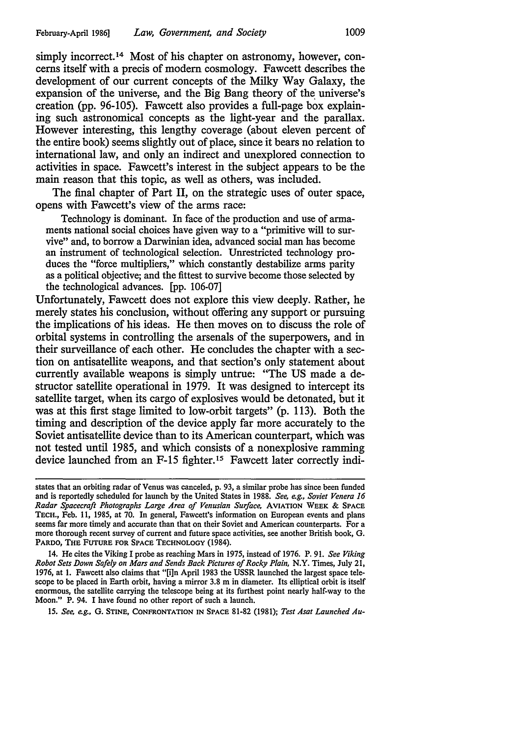simply incorrect.[14] Most of his chapter on astronomy, however, concerns itself with a precis of modern cosmology. Fawcett describes the development of our current concepts of the Milky Way Galaxy, the expansion of the universe, and the Big Bang theory of the universe's creation (pp. 96-105). Fawcett also provides a full-page box explaining such astronomical concepts as the light-year and the parallax. However interesting, this lengthy coverage (about eleven percent of the entire book) seems slightly out of place, since it bears no relation to international law, and only an indirect and unexplored connection to activities in space. Fawcett's interest in the subject appears to be the main reason that this topic, as well as others, was included.

The final chapter of Part II, on the strategic uses of outer space, opens with Fawcett's view of the arms race:

> Technology is dominant. In face of the production and use of armaments national social choices have given way to a "primitive will to survive" and, to borrow a Darwinian idea, advanced social man has become an instrument of technological selection. Unrestricted technology produces the "force multipliers," which constantly destabilize arms parity as a political objective; and the fittest to survive become those selected by the technological advances. [pp. 106-07]

Unfortunately, Fawcett does not explore this view deeply. Rather, he merely states his conclusion, without offering any support or pursuing the implications of his ideas. He then moves on to discuss the role of orbital systems in controlling the arsenals of the superpowers, and in their surveillance of each other. He concludes the chapter with a section on antisatellite weapons, and that section's only statement about currently available weapons is simply untrue: "The US made a destructor satellite operational in 1979. It was designed to intercept its satellite target, when its cargo of explosives would be detonated, but it was at this first stage limited to low-orbit targets" (p. 113). Both the timing and description of the device apply far more accurately to the Soviet antisatellite device than to its American counterpart, which was not tested until 1985, and which consists of a nonexplosive ramming device launched from an F-15 fighter.[15] Fawcett later correctly indi-

---

states that an orbiting radar of Venus was canceled, p. 93, a similar probe has since been funded and is reportedly scheduled for launch by the United States in 1988. *See, e.g., Soviet Venera 16 Radar Spacecraft Photographs Large Area of Venusian Surface,* AVIATION WEEK & SPACE TECH., Feb. 11, 1985, at 70. In general, Fawcett's information on European events and plans seems far more timely and accurate than that on their Soviet and American counterparts. For a more thorough recent survey of current and future space activities, see another British book, G. PARDO, THE FUTURE FOR SPACE TECHNOLOGY (1984).

14. He cites the Viking I probe as reaching Mars in 1975, instead of 1976. P. 91. *See Viking Robot Sets Down Safely on Mars and Sends Back Pictures of Rocky Plain,* N.Y. Times, July 21, 1976, at 1. Fawcett also claims that "[i]n April 1983 the USSR launched the largest space telescope to be placed in Earth orbit, having a mirror 3.8 m in diameter. Its elliptical orbit is itself enormous, the satellite carrying the telescope being at its furthest point nearly half-way to the Moon." P. 94. I have found no other report of such a launch.

15. *See, e.g.,* G. STINE, CONFRONTATION IN SPACE 81-82 (1981); *Test Asat Launched Au-*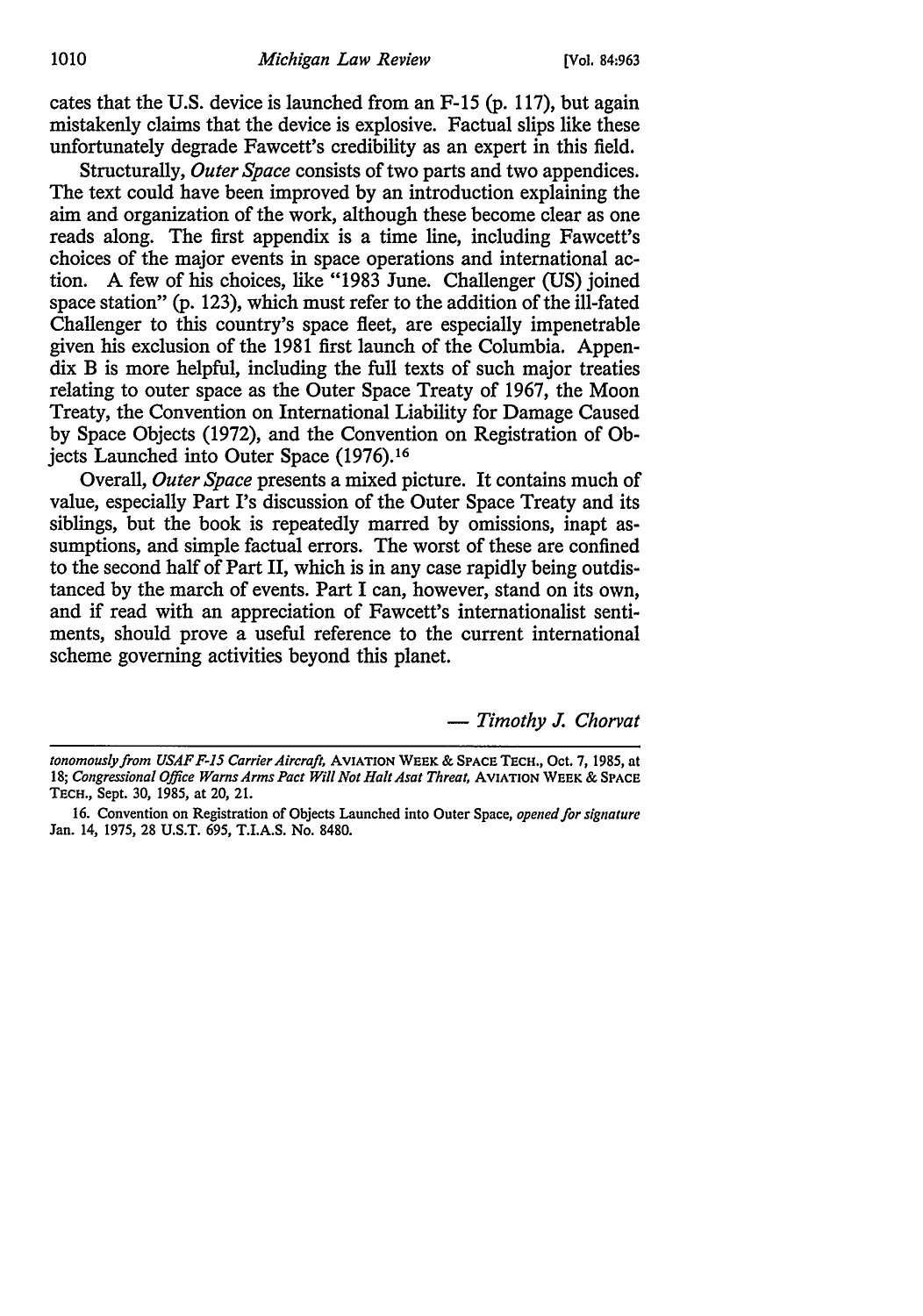cates that the U.S. device is launched from an F-15 (p. 117), but again mistakenly claims that the device is explosive. Factual slips like these unfortunately degrade Fawcett's credibility as an expert in this field.

Structurally, *Outer Space* consists of two parts and two appendices. The text could have been improved by an introduction explaining the aim and organization of the work, although these become clear as one reads along. The first appendix is a time line, including Fawcett's choices of the major events in space operations and international action. A few of his choices, like "1983 June. Challenger (US) joined space station" (p. 123), which must refer to the addition of the ill-fated Challenger to this country's space fleet, are especially impenetrable given his exclusion of the 1981 first launch of the Columbia. Appendix B is more helpful, including the full texts of such major treaties relating to outer space as the Outer Space Treaty of 1967, the Moon Treaty, the Convention on International Liability for Damage Caused by Space Objects (1972), and the Convention on Registration of Objects Launched into Outer Space (1976).[16]

Overall, *Outer Space* presents a mixed picture. It contains much of value, especially Part I's discussion of the Outer Space Treaty and its siblings, but the book is repeatedly marred by omissions, inapt assumptions, and simple factual errors. The worst of these are confined to the second half of Part II, which is in any case rapidly being outdistanced by the march of events. Part I can, however, stand on its own, and if read with an appreciation of Fawcett's internationalist sentiments, should prove a useful reference to the current international scheme governing activities beyond this planet.

— *Timothy J. Chorvat*

---

*tonomously from USAF F-15 Carrier Aircraft*, AVIATION WEEK & SPACE TECH., Oct. 7, 1985, at 18; *Congressional Office Warns Arms Pact Will Not Halt Asat Threat*, AVIATION WEEK & SPACE TECH., Sept. 30, 1985, at 20, 21.

16. Convention on Registration of Objects Launched into Outer Space, *opened for signature* Jan. 14, 1975, 28 U.S.T. 695, T.I.A.S. No. 8480.